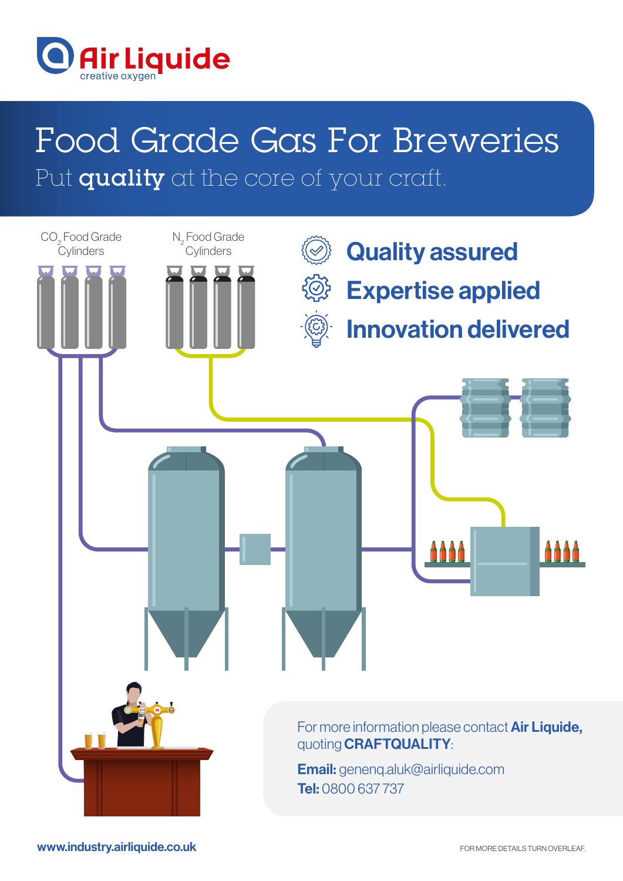Air Liquide
creative oxygen

# Food Grade Gas For Breweries

Put **quality** at the core of your craft.

$CO_2$ Food Grade Cylinders

$N_2$ Food Grade Cylinders

## Quality assured

## Expertise applied

## Innovation delivered

For more information please contact **Air Liquide,** quoting **CRAFTQUALITY**:

**Email:** genenq.aluk@airliquide.com

**Tel:** 0800 637 737

**www.industry.airliquide.co.uk**

FOR MORE DETAILS TURN OVERLEAF.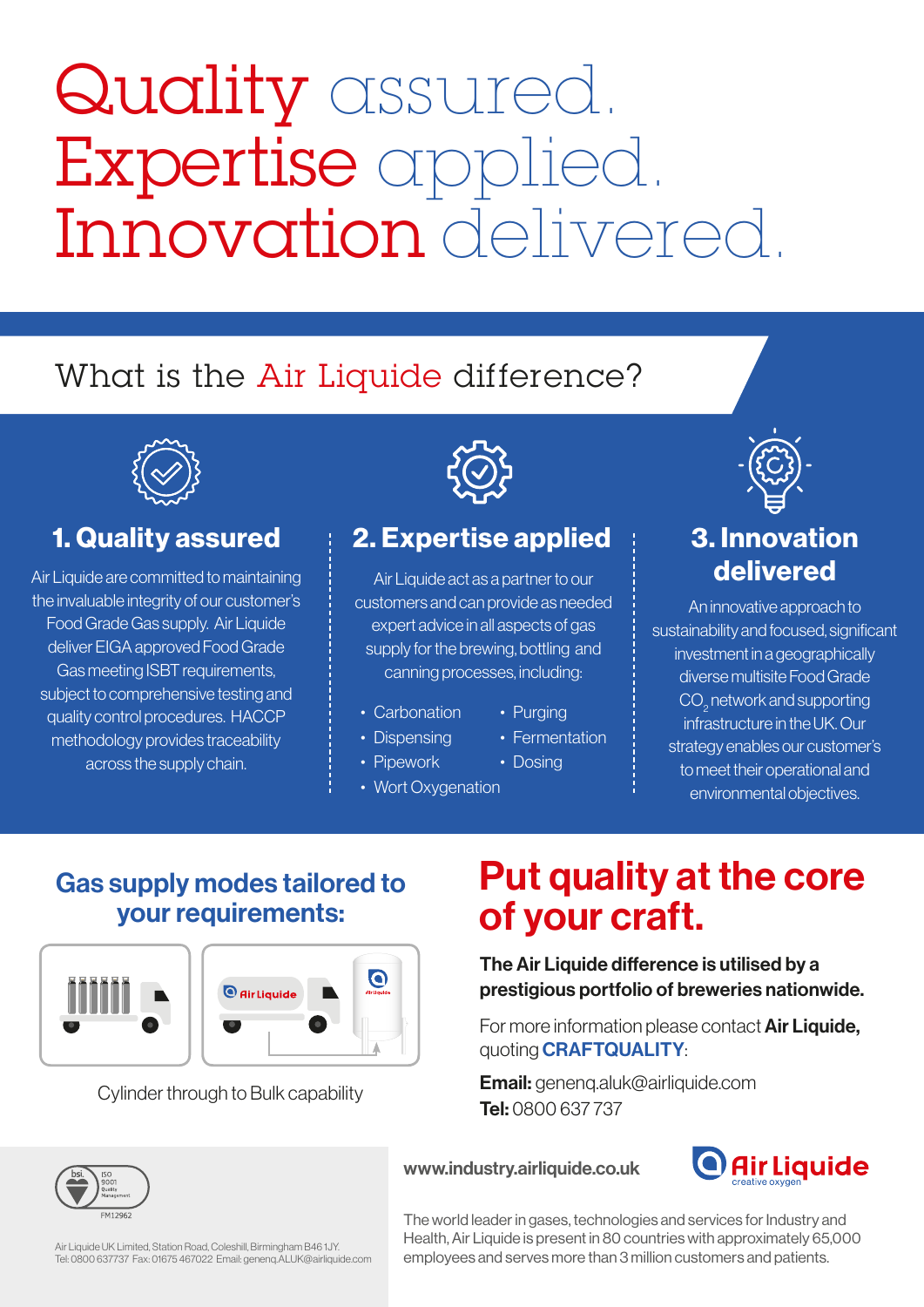# Quality assured. Expertise applied. Innovation delivered.

## What is the Air Liquide difference?

### 1. Quality assured

Air Liquide are committed to maintaining the invaluable integrity of our customer's Food Grade Gas supply. Air Liquide deliver EIGA approved Food Grade Gas meeting ISBT requirements, subject to comprehensive testing and quality control procedures. HACCP methodology provides traceability across the supply chain.

### 2. Expertise applied

Air Liquide act as a partner to our customers and can provide as needed expert advice in all aspects of gas supply for the brewing, bottling and canning processes, including:

- Carbonation
- Dispensing
- Pipework
- Wort Oxygenation
- Purging
- Fermentation
- Dosing

### 3. Innovation delivered

An innovative approach to sustainability and focused, significant investment in a geographically diverse multisite Food Grade $CO_2$ network and supporting infrastructure in the UK. Our strategy enables our customer's to meet their operational and environmental objectives.

## Gas supply modes tailored to your requirements:

Cylinder through to Bulk capability

## Put quality at the core of your craft.

**The Air Liquide difference is utilised by a prestigious portfolio of breweries nationwide.**

For more information please contact **Air Liquide,** quoting **CRAFTQUALITY**:

**Email:** geneng.aluk@airliquide.com
**Tel:** 0800 637 737

bsi. ISO 9001 Quality Management FM12962

Air Liquide UK Limited, Station Road, Coleshill, Birmingham B46 1JY.
Tel: 0800 637737 Fax: 01675 467022 Email: geneng.ALUK@airliquide.com

www.industry.airliquide.co.uk

Air Liquide creative oxygen

The world leader in gases, technologies and services for Industry and Health, Air Liquide is present in 80 countries with approximately 65,000 employees and serves more than 3 million customers and patients.